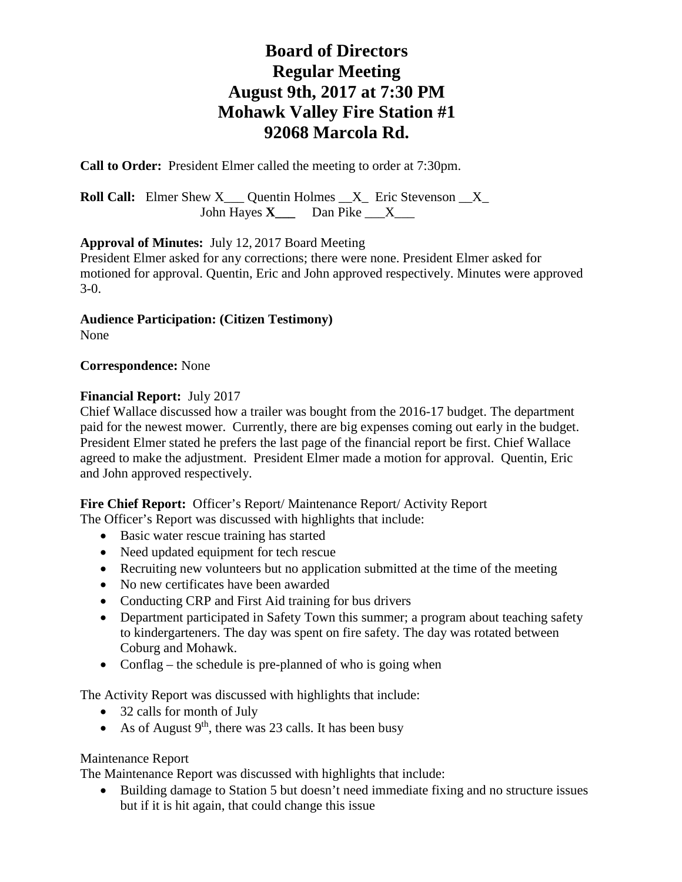# Board of Directors
# Regular Meeting
# August 9th, 2017 at 7:30 PM
# Mohawk Valley Fire Station #1
# 92068 Marcola Rd.

**Call to Order:** President Elmer called the meeting to order at 7:30pm.

**Roll Call:** Elmer Shew X___ Quentin Holmes __X_ Eric Stevenson __X_
John Hayes **X___** Dan Pike ___X___

**Approval of Minutes:** July 12, 2017 Board Meeting
President Elmer asked for any corrections; there were none. President Elmer asked for motioned for approval. Quentin, Eric and John approved respectively. Minutes were approved 3-0.

**Audience Participation: (Citizen Testimony)**
None

**Correspondence:** None

**Financial Report:** July 2017
Chief Wallace discussed how a trailer was bought from the 2016-17 budget. The department paid for the newest mower. Currently, there are big expenses coming out early in the budget. President Elmer stated he prefers the last page of the financial report be first. Chief Wallace agreed to make the adjustment. President Elmer made a motion for approval. Quentin, Eric and John approved respectively.

**Fire Chief Report:** Officer's Report/ Maintenance Report/ Activity Report
The Officer's Report was discussed with highlights that include:

- Basic water rescue training has started
- Need updated equipment for tech rescue
- Recruiting new volunteers but no application submitted at the time of the meeting
- No new certificates have been awarded
- Conducting CRP and First Aid training for bus drivers
- Department participated in Safety Town this summer; a program about teaching safety to kindergarteners. The day was spent on fire safety. The day was rotated between Coburg and Mohawk.
- Conflag – the schedule is pre-planned of who is going when

The Activity Report was discussed with highlights that include:

- 32 calls for month of July
- As of August 9th, there was 23 calls. It has been busy

Maintenance Report
The Maintenance Report was discussed with highlights that include:

- Building damage to Station 5 but doesn't need immediate fixing and no structure issues but if it is hit again, that could change this issue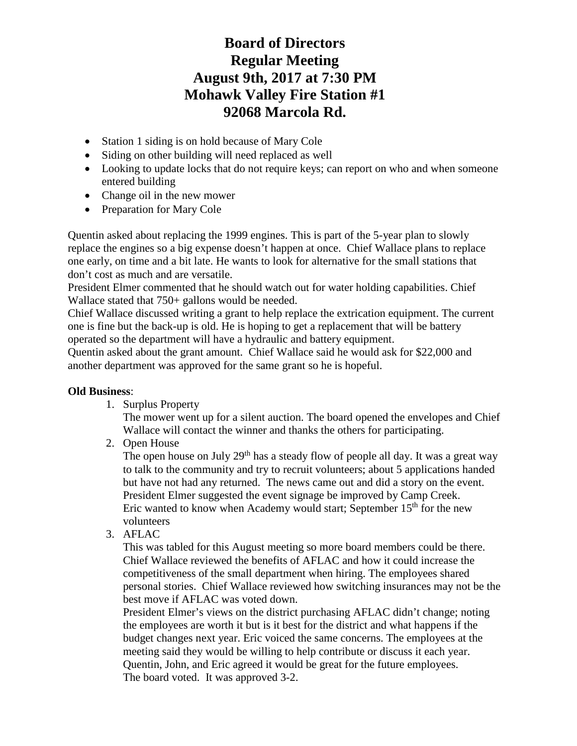# Board of Directors
# Regular Meeting
# August 9th, 2017 at 7:30 PM
# Mohawk Valley Fire Station #1
# 92068 Marcola Rd.

- Station 1 siding is on hold because of Mary Cole
- Siding on other building will need replaced as well
- Looking to update locks that do not require keys; can report on who and when someone entered building
- Change oil in the new mower
- Preparation for Mary Cole

Quentin asked about replacing the 1999 engines. This is part of the 5-year plan to slowly replace the engines so a big expense doesn't happen at once. Chief Wallace plans to replace one early, on time and a bit late. He wants to look for alternative for the small stations that don't cost as much and are versatile.
President Elmer commented that he should watch out for water holding capabilities. Chief Wallace stated that 750+ gallons would be needed.
Chief Wallace discussed writing a grant to help replace the extrication equipment. The current one is fine but the back-up is old. He is hoping to get a replacement that will be battery operated so the department will have a hydraulic and battery equipment.
Quentin asked about the grant amount. Chief Wallace said he would ask for $22,000 and another department was approved for the same grant so he is hopeful.

**Old Business**:

1. Surplus Property
   The mower went up for a silent auction. The board opened the envelopes and Chief Wallace will contact the winner and thanks the others for participating.
2. Open House
   The open house on July 29th has a steady flow of people all day. It was a great way to talk to the community and try to recruit volunteers; about 5 applications handed but have not had any returned. The news came out and did a story on the event. President Elmer suggested the event signage be improved by Camp Creek.
   Eric wanted to know when Academy would start; September 15th for the new volunteers
3. AFLAC
   This was tabled for this August meeting so more board members could be there. Chief Wallace reviewed the benefits of AFLAC and how it could increase the competitiveness of the small department when hiring. The employees shared personal stories. Chief Wallace reviewed how switching insurances may not be the best move if AFLAC was voted down.
   President Elmer's views on the district purchasing AFLAC didn't change; noting the employees are worth it but is it best for the district and what happens if the budget changes next year. Eric voiced the same concerns. The employees at the meeting said they would be willing to help contribute or discuss it each year.
   Quentin, John, and Eric agreed it would be great for the future employees.
   The board voted. It was approved 3-2.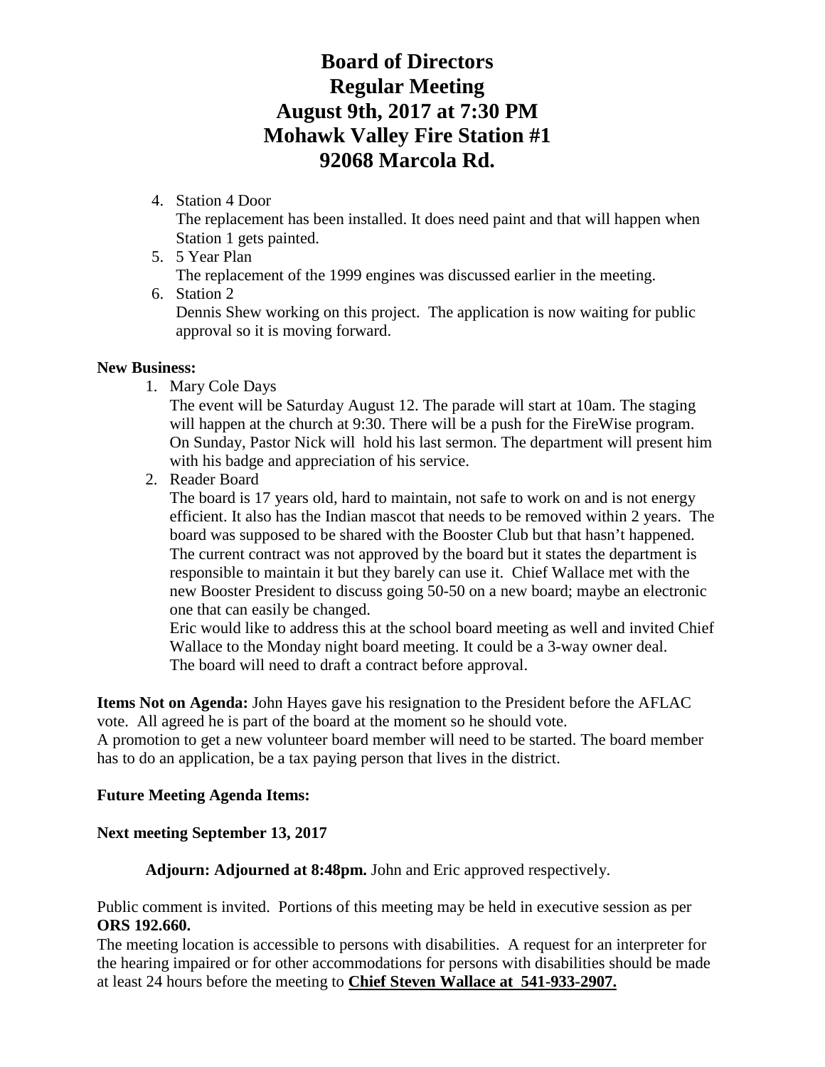# Board of Directors
# Regular Meeting
# August 9th, 2017 at 7:30 PM
# Mohawk Valley Fire Station #1
# 92068 Marcola Rd.

4. Station 4 Door
   The replacement has been installed. It does need paint and that will happen when Station 1 gets painted.
5. 5 Year Plan
   The replacement of the 1999 engines was discussed earlier in the meeting.
6. Station 2
   Dennis Shew working on this project. The application is now waiting for public approval so it is moving forward.

**New Business:**

1. Mary Cole Days
   The event will be Saturday August 12. The parade will start at 10am. The staging will happen at the church at 9:30. There will be a push for the FireWise program. On Sunday, Pastor Nick will hold his last sermon. The department will present him with his badge and appreciation of his service.
2. Reader Board
   The board is 17 years old, hard to maintain, not safe to work on and is not energy efficient. It also has the Indian mascot that needs to be removed within 2 years. The board was supposed to be shared with the Booster Club but that hasn't happened. The current contract was not approved by the board but it states the department is responsible to maintain it but they barely can use it. Chief Wallace met with the new Booster President to discuss going 50-50 on a new board; maybe an electronic one that can easily be changed.
   Eric would like to address this at the school board meeting as well and invited Chief Wallace to the Monday night board meeting. It could be a 3-way owner deal.
   The board will need to draft a contract before approval.

**Items Not on Agenda:** John Hayes gave his resignation to the President before the AFLAC vote. All agreed he is part of the board at the moment so he should vote.
A promotion to get a new volunteer board member will need to be started. The board member has to do an application, be a tax paying person that lives in the district.

**Future Meeting Agenda Items:**

**Next meeting September 13, 2017**

**Adjourn: Adjourned at 8:48pm.** John and Eric approved respectively.

Public comment is invited. Portions of this meeting may be held in executive session as per **ORS 192.660.**
The meeting location is accessible to persons with disabilities. A request for an interpreter for the hearing impaired or for other accommodations for persons with disabilities should be made at least 24 hours before the meeting to **Chief Steven Wallace at 541-933-2907.**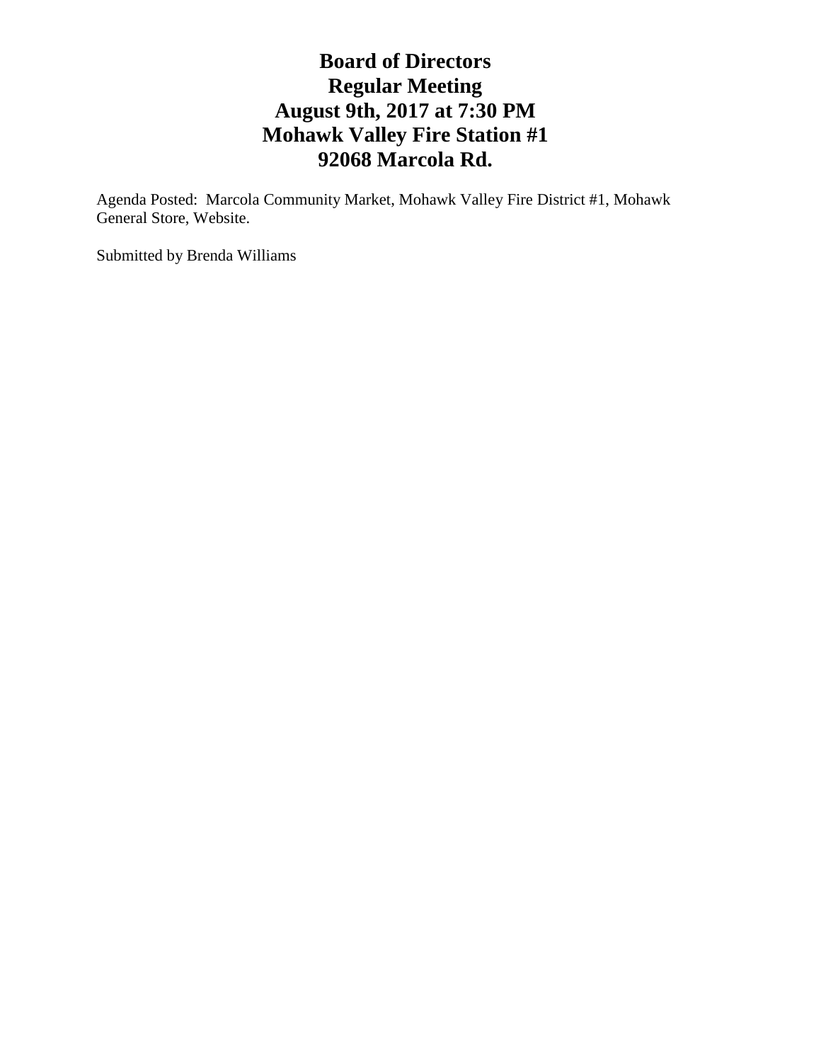# Board of Directors
# Regular Meeting
# August 9th, 2017 at 7:30 PM
# Mohawk Valley Fire Station #1
# 92068 Marcola Rd.

Agenda Posted: Marcola Community Market, Mohawk Valley Fire District #1, Mohawk General Store, Website.

Submitted by Brenda Williams